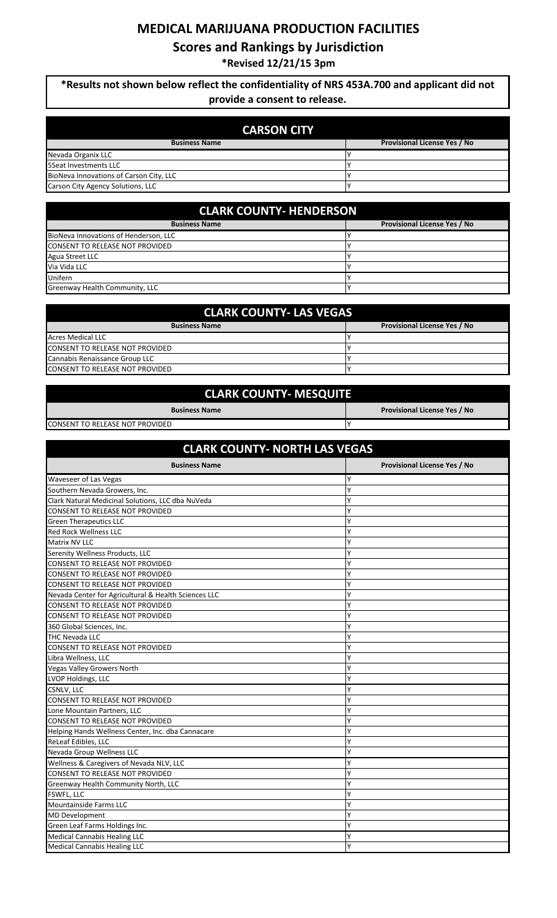# MEDICAL MARIJUANA PRODUCTION FACILITIES

## Scores and Rankings by Jurisdiction

**\*Revised 12/21/15 3pm**

**\*Results not shown below reflect the confidentiality of NRS 453A.700 and applicant did not provide a consent to release.**

### CARSON CITY

| Business Name | Provisional License Yes / No |
|---|---|
| Nevada Organix LLC | Y |
| 5Seat Investments LLC | Y |
| BioNeva Innovations of Carson City, LLC | Y |
| Carson City Agency Solutions, LLC | Y |

### CLARK COUNTY- HENDERSON

| Business Name | Provisional License Yes / No |
|---|---|
| BioNeva Innovations of Henderson, LLC | Y |
| CONSENT TO RELEASE NOT PROVIDED | Y |
| Agua Street LLC | Y |
| Via Vida LLC | Y |
| Unifern | Y |
| Greenway Health Community, LLC | Y |

### CLARK COUNTY- LAS VEGAS

| Business Name | Provisional License Yes / No |
|---|---|
| Acres Medical LLC | Y |
| CONSENT TO RELEASE NOT PROVIDED | Y |
| Cannabis Renaissance Group LLC | Y |
| CONSENT TO RELEASE NOT PROVIDED | Y |

### CLARK COUNTY- MESQUITE

| Business Name | Provisional License Yes / No |
|---|---|
| CONSENT TO RELEASE NOT PROVIDED | Y |

### CLARK COUNTY- NORTH LAS VEGAS

| Business Name | Provisional License Yes / No |
|---|---|
| Waveseer of Las Vegas | Y |
| Southern Nevada Growers, Inc. | Y |
| Clark Natural Medicinal Solutions, LLC dba NuVeda | Y |
| CONSENT TO RELEASE NOT PROVIDED | Y |
| Green Therapeutics LLC | Y |
| Red Rock Wellness LLC | Y |
| Matrix NV LLC | Y |
| Serenity Wellness Products, LLC | Y |
| CONSENT TO RELEASE NOT PROVIDED | Y |
| CONSENT TO RELEASE NOT PROVIDED | Y |
| CONSENT TO RELEASE NOT PROVIDED | Y |
| Nevada Center for Agricultural & Health Sciences LLC | Y |
| CONSENT TO RELEASE NOT PROVIDED | Y |
| CONSENT TO RELEASE NOT PROVIDED | Y |
| 360 Global Sciences, Inc. | Y |
| THC Nevada LLC | Y |
| CONSENT TO RELEASE NOT PROVIDED | Y |
| Libra Wellness, LLC | Y |
| Vegas Valley Growers North | Y |
| LVOP Holdings, LLC | Y |
| CSNLV, LLC | Y |
| CONSENT TO RELEASE NOT PROVIDED | Y |
| Lone Mountain Partners, LLC | Y |
| CONSENT TO RELEASE NOT PROVIDED | Y |
| Helping Hands Wellness Center, Inc. dba Cannacare | Y |
| ReLeaf Edibles, LLC | Y |
| Nevada Group Wellness LLC | Y |
| Wellness & Caregivers of Nevada NLV, LLC | Y |
| CONSENT TO RELEASE NOT PROVIDED | Y |
| Greenway Health Community North, LLC | Y |
| FSWFL, LLC | Y |
| Mountainside Farms LLC | Y |
| MD Development | Y |
| Green Leaf Farms Holdings Inc. | Y |
| Medical Cannabis Healing LLC | Y |
| Medical Cannabis Healing LLC | Y |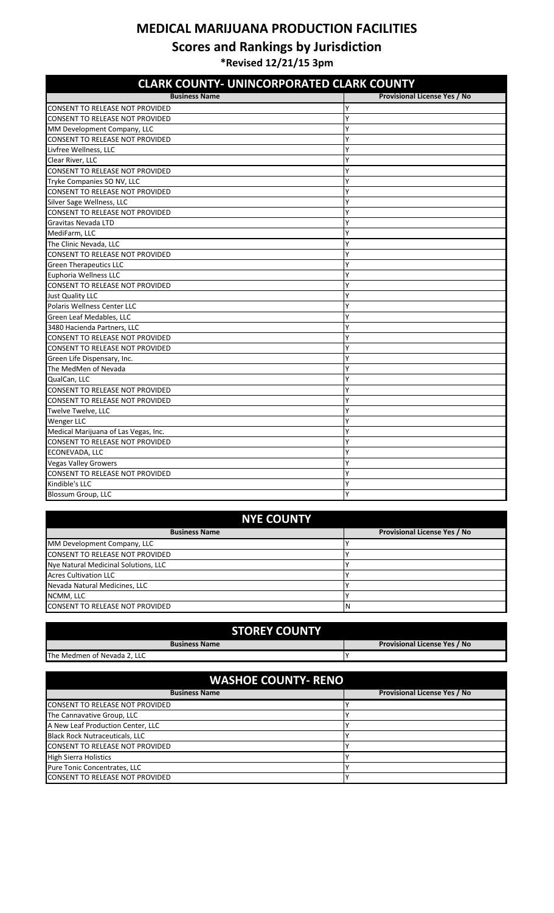# MEDICAL MARIJUANA PRODUCTION FACILITIES

## Scores and Rankings by Jurisdiction

### *Revised 12/21/15 3pm

**CLARK COUNTY- UNINCORPORATED CLARK COUNTY**

| Business Name | Provisional License Yes / No |
|---|---|
| CONSENT TO RELEASE NOT PROVIDED | Y |
| CONSENT TO RELEASE NOT PROVIDED | Y |
| MM Development Company, LLC | Y |
| CONSENT TO RELEASE NOT PROVIDED | Y |
| Livfree Wellness, LLC | Y |
| Clear River, LLC | Y |
| CONSENT TO RELEASE NOT PROVIDED | Y |
| Tryke Companies SO NV, LLC | Y |
| CONSENT TO RELEASE NOT PROVIDED | Y |
| Silver Sage Wellness, LLC | Y |
| CONSENT TO RELEASE NOT PROVIDED | Y |
| Gravitas Nevada LTD | Y |
| MediFarm, LLC | Y |
| The Clinic Nevada, LLC | Y |
| CONSENT TO RELEASE NOT PROVIDED | Y |
| Green Therapeutics LLC | Y |
| Euphoria Wellness LLC | Y |
| CONSENT TO RELEASE NOT PROVIDED | Y |
| Just Quality LLC | Y |
| Polaris Wellness Center LLC | Y |
| Green Leaf Medables, LLC | Y |
| 3480 Hacienda Partners, LLC | Y |
| CONSENT TO RELEASE NOT PROVIDED | Y |
| CONSENT TO RELEASE NOT PROVIDED | Y |
| Green Life Dispensary, Inc. | Y |
| The MedMen of Nevada | Y |
| QualCan, LLC | Y |
| CONSENT TO RELEASE NOT PROVIDED | Y |
| CONSENT TO RELEASE NOT PROVIDED | Y |
| Twelve Twelve, LLC | Y |
| Wenger LLC | Y |
| Medical Marijuana of Las Vegas, Inc. | Y |
| CONSENT TO RELEASE NOT PROVIDED | Y |
| ECONEVADA, LLC | Y |
| Vegas Valley Growers | Y |
| CONSENT TO RELEASE NOT PROVIDED | Y |
| Kindible's LLC | Y |
| Blossum Group, LLC | Y |

**NYE COUNTY**

| Business Name | Provisional License Yes / No |
|---|---|
| MM Development Company, LLC | Y |
| CONSENT TO RELEASE NOT PROVIDED | Y |
| Nye Natural Medicinal Solutions, LLC | Y |
| Acres Cultivation LLC | Y |
| Nevada Natural Medicines, LLC | Y |
| NCMM, LLC | Y |
| CONSENT TO RELEASE NOT PROVIDED | N |

**STOREY COUNTY**

| Business Name | Provisional License Yes / No |
|---|---|
| The Medmen of Nevada 2, LLC | Y |

**WASHOE COUNTY- RENO**

| Business Name | Provisional License Yes / No |
|---|---|
| CONSENT TO RELEASE NOT PROVIDED | Y |
| The Cannavative Group, LLC | Y |
| A New Leaf Production Center, LLC | Y |
| Black Rock Nutraceuticals, LLC | Y |
| CONSENT TO RELEASE NOT PROVIDED | Y |
| High Sierra Holistics | Y |
| Pure Tonic Concentrates, LLC | Y |
| CONSENT TO RELEASE NOT PROVIDED | Y |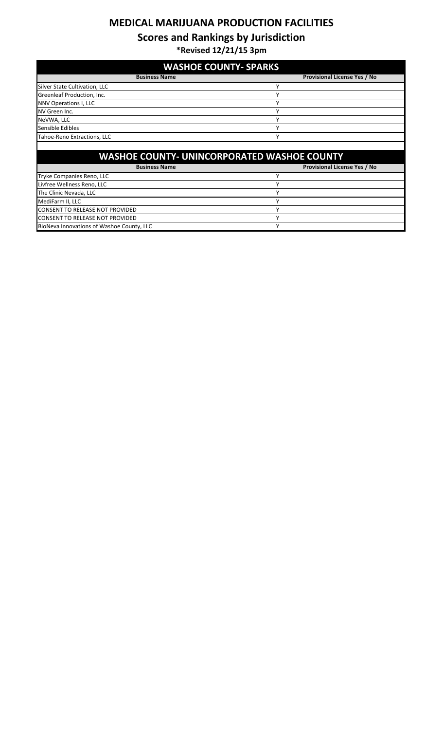# MEDICAL MARIJUANA PRODUCTION FACILITIES

## Scores and Rankings by Jurisdiction

### *Revised 12/21/15 3pm

**WASHOE COUNTY- SPARKS**

| Business Name | Provisional License Yes / No |
| --- | --- |
| Silver State Cultivation, LLC | Y |
| Greenleaf Production, Inc. | Y |
| NNV Operations I, LLC | Y |
| NV Green Inc. | Y |
| NeVWA, LLC | Y |
| Sensible Edibles | Y |
| Tahoe-Reno Extractions, LLC | Y |

**WASHOE COUNTY- UNINCORPORATED WASHOE COUNTY**

| Business Name | Provisional License Yes / No |
| --- | --- |
| Tryke Companies Reno, LLC | Y |
| Livfree Wellness Reno, LLC | Y |
| The Clinic Nevada, LLC | Y |
| MediFarm II, LLC | Y |
| CONSENT TO RELEASE NOT PROVIDED | Y |
| CONSENT TO RELEASE NOT PROVIDED | Y |
| BioNeva Innovations of Washoe County, LLC | Y |